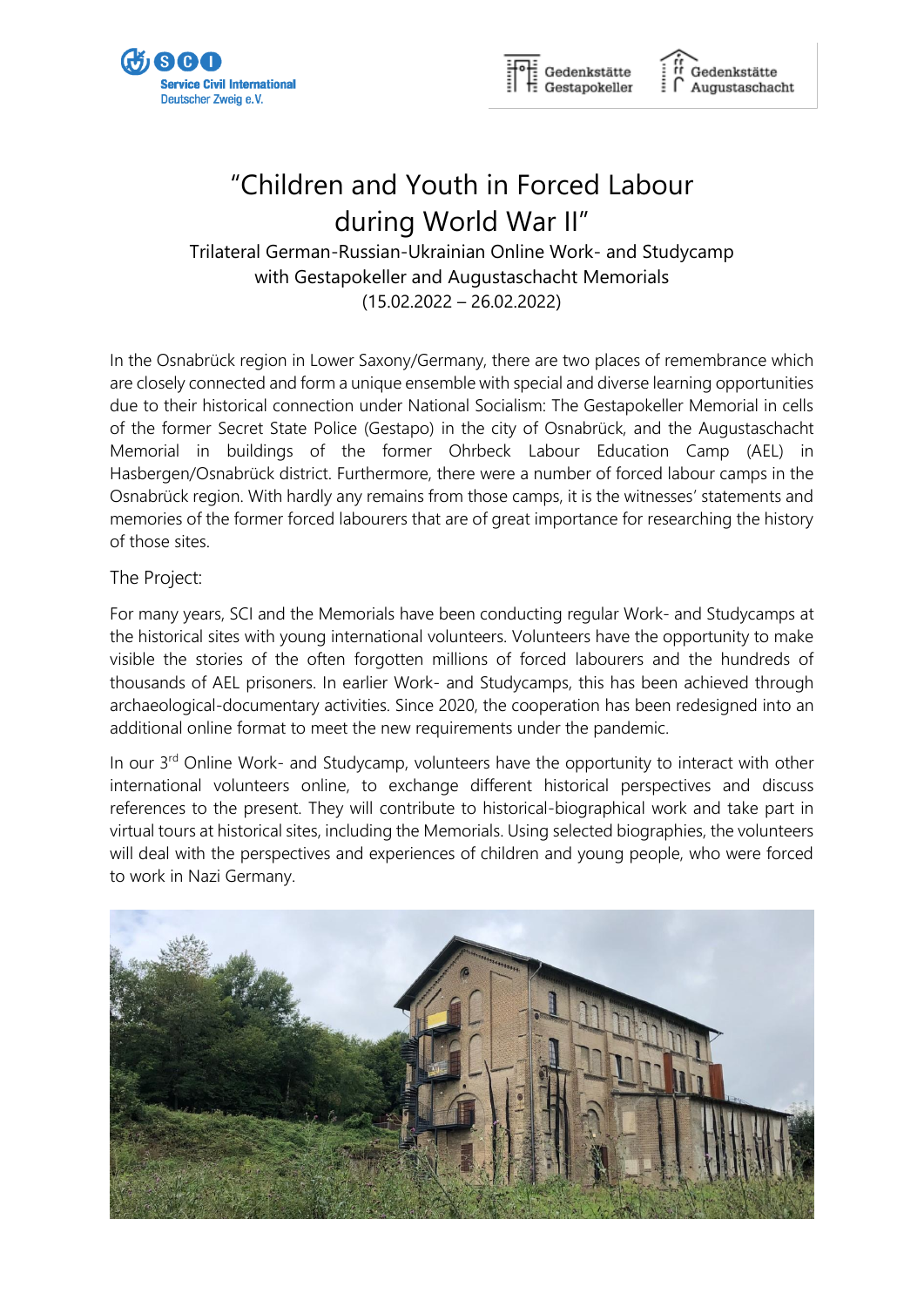# "Children and Youth in Forced Labour during World War II"

Trilateral German-Russian-Ukrainian Online Work- and Studycamp
with Gestapokeller and Augustaschacht Memorials
(15.02.2022 – 26.02.2022)

In the Osnabrück region in Lower Saxony/Germany, there are two places of remembrance which are closely connected and form a unique ensemble with special and diverse learning opportunities due to their historical connection under National Socialism: The Gestapokeller Memorial in cells of the former Secret State Police (Gestapo) in the city of Osnabrück, and the Augustaschacht Memorial in buildings of the former Ohrbeck Labour Education Camp (AEL) in Hasbergen/Osnabrück district. Furthermore, there were a number of forced labour camps in the Osnabrück region. With hardly any remains from those camps, it is the witnesses' statements and memories of the former forced labourers that are of great importance for researching the history of those sites.

## The Project:

For many years, SCI and the Memorials have been conducting regular Work- and Studycamps at the historical sites with young international volunteers. Volunteers have the opportunity to make visible the stories of the often forgotten millions of forced labourers and the hundreds of thousands of AEL prisoners. In earlier Work- and Studycamps, this has been achieved through archaeological-documentary activities. Since 2020, the cooperation has been redesigned into an additional online format to meet the new requirements under the pandemic.

In our 3rd Online Work- and Studycamp, volunteers have the opportunity to interact with other international volunteers online, to exchange different historical perspectives and discuss references to the present. They will contribute to historical-biographical work and take part in virtual tours at historical sites, including the Memorials. Using selected biographies, the volunteers will deal with the perspectives and experiences of children and young people, who were forced to work in Nazi Germany.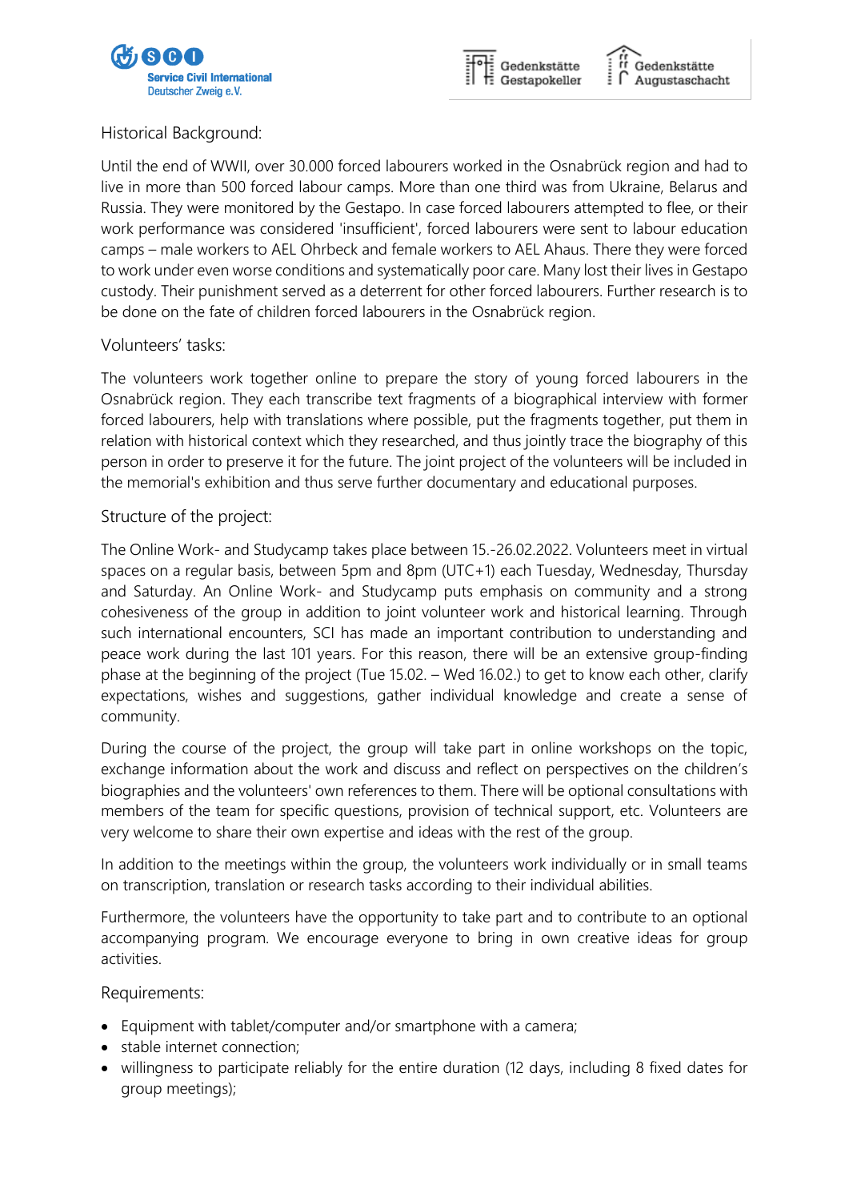## Historical Background:

Until the end of WWII, over 30.000 forced labourers worked in the Osnabrück region and had to live in more than 500 forced labour camps. More than one third was from Ukraine, Belarus and Russia. They were monitored by the Gestapo. In case forced labourers attempted to flee, or their work performance was considered 'insufficient', forced labourers were sent to labour education camps – male workers to AEL Ohrbeck and female workers to AEL Ahaus. There they were forced to work under even worse conditions and systematically poor care. Many lost their lives in Gestapo custody. Their punishment served as a deterrent for other forced labourers. Further research is to be done on the fate of children forced labourers in the Osnabrück region.

## Volunteers' tasks:

The volunteers work together online to prepare the story of young forced labourers in the Osnabrück region. They each transcribe text fragments of a biographical interview with former forced labourers, help with translations where possible, put the fragments together, put them in relation with historical context which they researched, and thus jointly trace the biography of this person in order to preserve it for the future. The joint project of the volunteers will be included in the memorial's exhibition and thus serve further documentary and educational purposes.

## Structure of the project:

The Online Work- and Studycamp takes place between 15.-26.02.2022. Volunteers meet in virtual spaces on a regular basis, between 5pm and 8pm (UTC+1) each Tuesday, Wednesday, Thursday and Saturday. An Online Work- and Studycamp puts emphasis on community and a strong cohesiveness of the group in addition to joint volunteer work and historical learning. Through such international encounters, SCI has made an important contribution to understanding and peace work during the last 101 years. For this reason, there will be an extensive group-finding phase at the beginning of the project (Tue 15.02. – Wed 16.02.) to get to know each other, clarify expectations, wishes and suggestions, gather individual knowledge and create a sense of community.

During the course of the project, the group will take part in online workshops on the topic, exchange information about the work and discuss and reflect on perspectives on the children's biographies and the volunteers' own references to them. There will be optional consultations with members of the team for specific questions, provision of technical support, etc. Volunteers are very welcome to share their own expertise and ideas with the rest of the group.

In addition to the meetings within the group, the volunteers work individually or in small teams on transcription, translation or research tasks according to their individual abilities.

Furthermore, the volunteers have the opportunity to take part and to contribute to an optional accompanying program. We encourage everyone to bring in own creative ideas for group activities.

## Requirements:

- Equipment with tablet/computer and/or smartphone with a camera;
- stable internet connection;
- willingness to participate reliably for the entire duration (12 days, including 8 fixed dates for group meetings);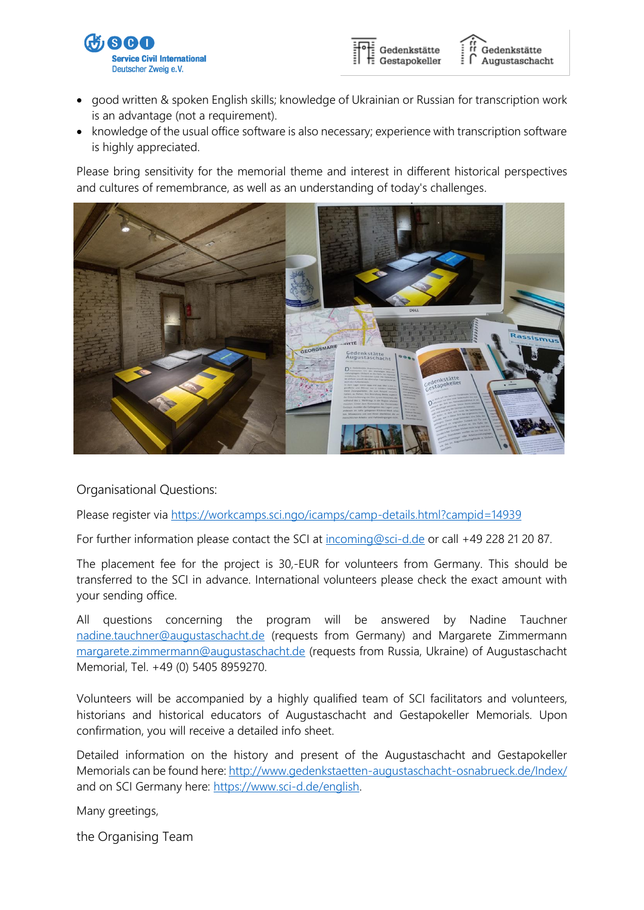- good written & spoken English skills; knowledge of Ukrainian or Russian for transcription work is an advantage (not a requirement).
- knowledge of the usual office software is also necessary; experience with transcription software is highly appreciated.

Please bring sensitivity for the memorial theme and interest in different historical perspectives and cultures of remembrance, as well as an understanding of today's challenges.

Organisational Questions:

Please register via https://workcamps.sci.ngo/icamps/camp-details.html?campid=14939

For further information please contact the SCI at incoming@sci-d.de or call +49 228 21 20 87.

The placement fee for the project is 30,-EUR for volunteers from Germany. This should be transferred to the SCI in advance. International volunteers please check the exact amount with your sending office.

All questions concerning the program will be answered by Nadine Tauchner nadine.tauchner@augustaschacht.de (requests from Germany) and Margarete Zimmermann margarete.zimmermann@augustaschacht.de (requests from Russia, Ukraine) of Augustaschacht Memorial, Tel. +49 (0) 5405 8959270.

Volunteers will be accompanied by a highly qualified team of SCI facilitators and volunteers, historians and historical educators of Augustaschacht and Gestapokeller Memorials. Upon confirmation, you will receive a detailed info sheet.

Detailed information on the history and present of the Augustaschacht and Gestapokeller Memorials can be found here: http://www.gedenkstaetten-augustaschacht-osnabrueck.de/Index/ and on SCI Germany here: https://www.sci-d.de/english.

Many greetings,

the Organising Team